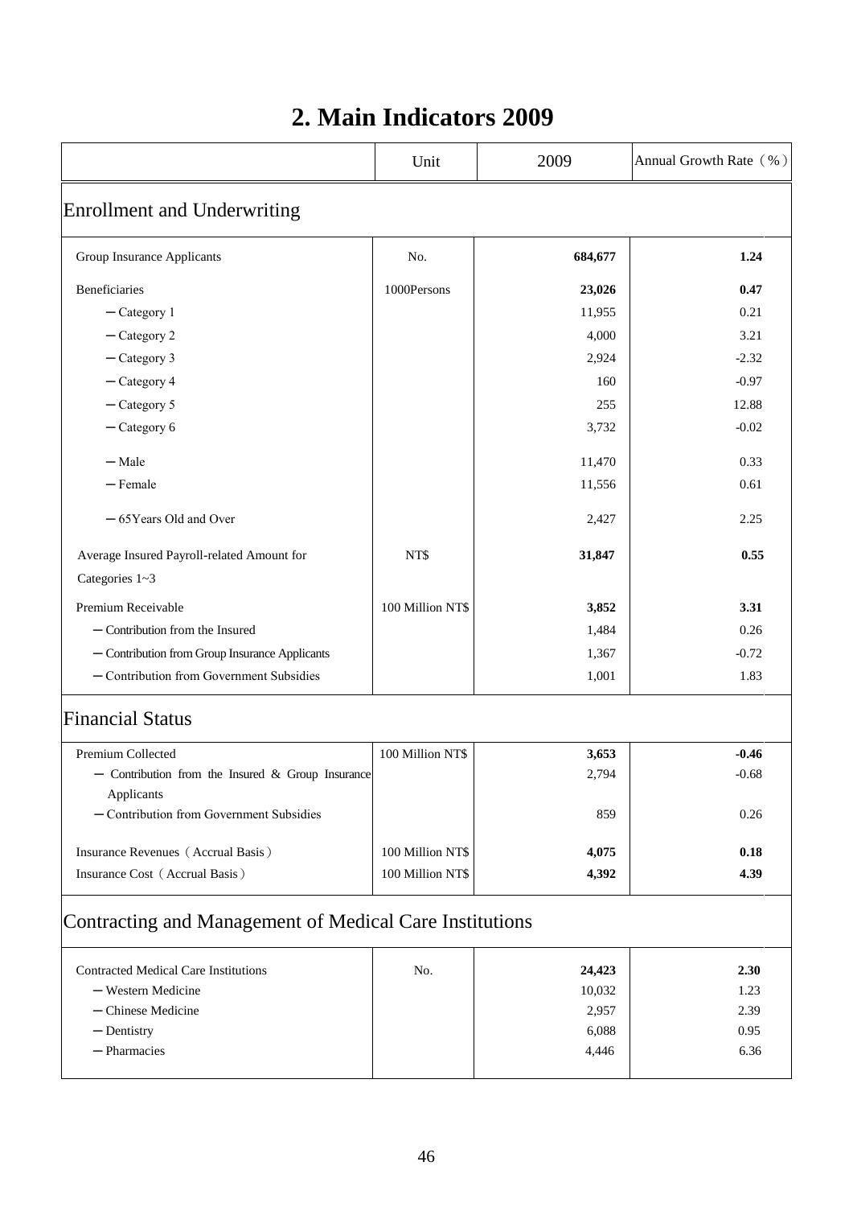# 2. Main Indicators 2009

| | Unit | 2009 | Annual Growth Rate（%） |
|---|---|---|---|
| **Enrollment and Underwriting** | | | |
| Group Insurance Applicants | No. | **684,677** | **1.24** |
| Beneficiaries | 1000Persons | **23,026** | **0.47** |
| －Category 1 | | 11,955 | 0.21 |
| －Category 2 | | 4,000 | 3.21 |
| －Category 3 | | 2,924 | -2.32 |
| －Category 4 | | 160 | -0.97 |
| －Category 5 | | 255 | 12.88 |
| －Category 6 | | 3,732 | -0.02 |
| －Male | | 11,470 | 0.33 |
| －Female | | 11,556 | 0.61 |
| －65Years Old and Over | | 2,427 | 2.25 |
| Average Insured Payroll-related Amount for Categories 1~3 | NT$ | **31,847** | **0.55** |
| Premium Receivable | 100 Million NT$ | **3,852** | **3.31** |
| －Contribution from the Insured | | 1,484 | 0.26 |
| －Contribution from Group Insurance Applicants | | 1,367 | -0.72 |
| －Contribution from Government Subsidies | | 1,001 | 1.83 |
| **Financial Status** | | | |
| Premium Collected | 100 Million NT$ | **3,653** | **-0.46** |
| －Contribution from the Insured & Group Insurance Applicants | | 2,794 | -0.68 |
| －Contribution from Government Subsidies | | 859 | 0.26 |
| Insurance Revenues（Accrual Basis） | 100 Million NT$ | **4,075** | **0.18** |
| Insurance Cost（Accrual Basis） | 100 Million NT$ | **4,392** | **4.39** |
| **Contracting and Management of Medical Care Institutions** | | | |
| Contracted Medical Care Institutions | No. | **24,423** | **2.30** |
| －Western Medicine | | 10,032 | 1.23 |
| －Chinese Medicine | | 2,957 | 2.39 |
| －Dentistry | | 6,088 | 0.95 |
| －Pharmacies | | 4,446 | 6.36 |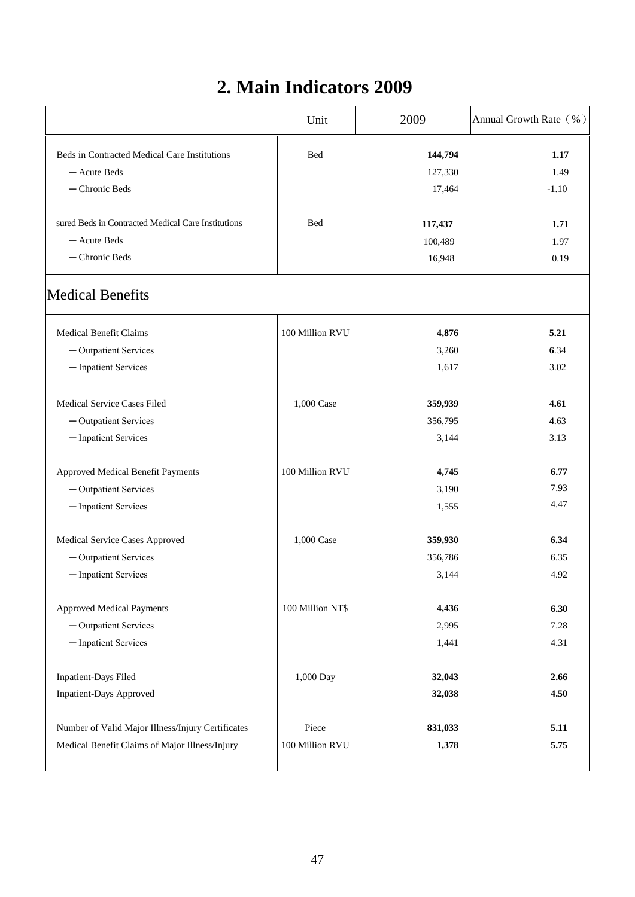# 2. Main Indicators 2009

| | Unit | 2009 | Annual Growth Rate（%） |
|---|---|---|---|
| Beds in Contracted Medical Care Institutions | Bed | **144,794** | **1.17** |
| －Acute Beds | | 127,330 | 1.49 |
| －Chronic Beds | | 17,464 | -1.10 |
| sured Beds in Contracted Medical Care Institutions | Bed | **117,437** | **1.71** |
| －Acute Beds | | 100,489 | 1.97 |
| －Chronic Beds | | 16,948 | 0.19 |
| **Medical Benefits** | | | |
| Medical Benefit Claims | 100 Million RVU | **4,876** | **5.21** |
| －Outpatient Services | | 3,260 | **6**.34 |
| －Inpatient Services | | 1,617 | 3.02 |
| Medical Service Cases Filed | 1,000 Case | **359,939** | **4.61** |
| －Outpatient Services | | 356,795 | **4**.63 |
| －Inpatient Services | | 3,144 | 3.13 |
| Approved Medical Benefit Payments | 100 Million RVU | **4,745** | **6.77** |
| －Outpatient Services | | 3,190 | 7.93 |
| －Inpatient Services | | 1,555 | 4.47 |
| Medical Service Cases Approved | 1,000 Case | **359,930** | **6.34** |
| －Outpatient Services | | 356,786 | 6.35 |
| －Inpatient Services | | 3,144 | 4.92 |
| Approved Medical Payments | 100 Million NT$ | **4,436** | **6.30** |
| －Outpatient Services | | 2,995 | 7.28 |
| －Inpatient Services | | 1,441 | 4.31 |
| Inpatient-Days Filed | 1,000 Day | **32,043** | **2.66** |
| Inpatient-Days Approved | | **32,038** | **4.50** |
| Number of Valid Major Illness/Injury Certificates | Piece | **831,033** | **5.11** |
| Medical Benefit Claims of Major Illness/Injury | 100 Million RVU | **1,378** | **5.75** |